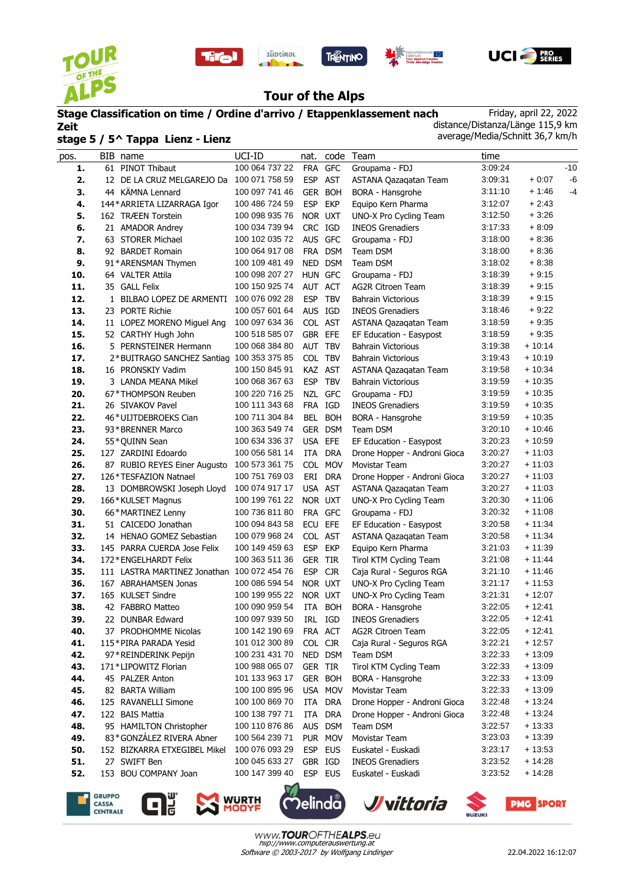# Tour of the Alps

**Stage Classification on time / Ordine d'arrivo / Etappenklassement nach Zeit**

**stage 5 / 5^ Tappa Lienz - Lienz**

Friday, april 22, 2022
distance/Distanza/Länge 115,9 km
average/Media/Schnitt 36,7 km/h

| pos. | BIB | name | UCI-ID | nat. | code | Team | time | | |
|---|---|---|---|---|---|---|---|---|---|
| 1. | 61 | PINOT Thibaut | 100 064 737 22 | FRA | GFC | Groupama - FDJ | 3:09:24 | | -10 |
| 2. | 12 | DE LA CRUZ MELGAREJO Da | 100 071 758 59 | ESP | AST | ASTANA Qazaqatan Team | 3:09:31 | + 0:07 | -6 |
| 3. | 44 | KÄMNA Lennard | 100 097 741 46 | GER | BOH | BORA - Hansgrohe | 3:11:10 | + 1:46 | -4 |
| 4. | 144 | *ARRIETA LIZARRAGA Igor | 100 486 724 59 | ESP | EKP | Equipo Kern Pharma | 3:12:07 | + 2:43 | |
| 5. | 162 | TRÆEN Torstein | 100 098 935 76 | NOR | UXT | UNO-X Pro Cycling Team | 3:12:50 | + 3:26 | |
| 6. | 21 | AMADOR Andrey | 100 034 739 94 | CRC | IGD | INEOS Grenadiers | 3:17:33 | + 8:09 | |
| 7. | 63 | STORER Michael | 100 102 035 72 | AUS | GFC | Groupama - FDJ | 3:18:00 | + 8:36 | |
| 8. | 92 | BARDET Romain | 100 064 917 08 | FRA | DSM | Team DSM | 3:18:00 | + 8:36 | |
| 9. | 91 | *ARENSMAN Thymen | 100 109 481 49 | NED | DSM | Team DSM | 3:18:02 | + 8:38 | |
| 10. | 64 | VALTER Attila | 100 098 207 27 | HUN | GFC | Groupama - FDJ | 3:18:39 | + 9:15 | |
| 11. | 35 | GALL Felix | 100 150 925 74 | AUT | ACT | AG2R Citroen Team | 3:18:39 | + 9:15 | |
| 12. | 1 | BILBAO LOPEZ DE ARMENTI | 100 076 092 28 | ESP | TBV | Bahrain Victorious | 3:18:39 | + 9:15 | |
| 13. | 23 | PORTE Richie | 100 057 601 64 | AUS | IGD | INEOS Grenadiers | 3:18:46 | + 9:22 | |
| 14. | 11 | LOPEZ MORENO Miguel Ang | 100 097 634 36 | COL | AST | ASTANA Qazaqatan Team | 3:18:59 | + 9:35 | |
| 15. | 52 | CARTHY Hugh John | 100 518 585 07 | GBR | EFE | EF Education - Easypost | 3:18:59 | + 9:35 | |
| 16. | 5 | PERNSTEINER Hermann | 100 068 384 80 | AUT | TBV | Bahrain Victorious | 3:19:38 | + 10:14 | |
| 17. | 2 | *BUITRAGO SANCHEZ Santiag | 100 353 375 85 | COL | TBV | Bahrain Victorious | 3:19:43 | + 10:19 | |
| 18. | 16 | PRONSKIY Vadim | 100 150 845 91 | KAZ | AST | ASTANA Qazaqatan Team | 3:19:58 | + 10:34 | |
| 19. | 3 | LANDA MEANA Mikel | 100 068 367 63 | ESP | TBV | Bahrain Victorious | 3:19:59 | + 10:35 | |
| 20. | 67 | *THOMPSON Reuben | 100 220 716 25 | NZL | GFC | Groupama - FDJ | 3:19:59 | + 10:35 | |
| 21. | 26 | SIVAKOV Pavel | 100 111 343 68 | FRA | IGD | INEOS Grenadiers | 3:19:59 | + 10:35 | |
| 22. | 46 | *UIJTDEBROEKS Cian | 100 711 304 84 | BEL | BOH | BORA - Hansgrohe | 3:19:59 | + 10:35 | |
| 23. | 93 | *BRENNER Marco | 100 363 549 74 | GER | DSM | Team DSM | 3:20:10 | + 10:46 | |
| 24. | 55 | *QUINN Sean | 100 634 336 37 | USA | EFE | EF Education - Easypost | 3:20:23 | + 10:59 | |
| 25. | 127 | ZARDINI Edoardo | 100 056 581 14 | ITA | DRA | Drone Hopper - Androni Gioca | 3:20:27 | + 11:03 | |
| 26. | 87 | RUBIO REYES Einer Augusto | 100 573 361 75 | COL | MOV | Movistar Team | 3:20:27 | + 11:03 | |
| 27. | 126 | *TESFAZION Natnael | 100 751 769 03 | ERI | DRA | Drone Hopper - Androni Gioca | 3:20:27 | + 11:03 | |
| 28. | 13 | DOMBROWSKI Joseph Lloyd | 100 074 917 17 | USA | AST | ASTANA Qazaqatan Team | 3:20:27 | + 11:03 | |
| 29. | 166 | *KULSET Magnus | 100 199 761 22 | NOR | UXT | UNO-X Pro Cycling Team | 3:20:30 | + 11:06 | |
| 30. | 66 | *MARTINEZ Lenny | 100 736 811 80 | FRA | GFC | Groupama - FDJ | 3:20:32 | + 11:08 | |
| 31. | 51 | CAICEDO Jonathan | 100 094 843 58 | ECU | EFE | EF Education - Easypost | 3:20:58 | + 11:34 | |
| 32. | 14 | HENAO GOMEZ Sebastian | 100 079 968 24 | COL | AST | ASTANA Qazaqatan Team | 3:20:58 | + 11:34 | |
| 33. | 145 | PARRA CUERDA Jose Felix | 100 149 459 63 | ESP | EKP | Equipo Kern Pharma | 3:21:03 | + 11:39 | |
| 34. | 172 | *ENGELHARDT Felix | 100 363 511 36 | GER | TIR | Tirol KTM Cycling Team | 3:21:08 | + 11:44 | |
| 35. | 111 | LASTRA MARTINEZ Jonathan | 100 072 454 76 | ESP | CJR | Caja Rural - Seguros RGA | 3:21:10 | + 11:46 | |
| 36. | 167 | ABRAHAMSEN Jonas | 100 086 594 54 | NOR | UXT | UNO-X Pro Cycling Team | 3:21:17 | + 11:53 | |
| 37. | 165 | KULSET Sindre | 100 199 955 22 | NOR | UXT | UNO-X Pro Cycling Team | 3:21:31 | + 12:07 | |
| 38. | 42 | FABBRO Matteo | 100 090 959 54 | ITA | BOH | BORA - Hansgrohe | 3:22:05 | + 12:41 | |
| 39. | 22 | DUNBAR Edward | 100 097 939 50 | IRL | IGD | INEOS Grenadiers | 3:22:05 | + 12:41 | |
| 40. | 37 | PRODHOMME Nicolas | 100 142 190 69 | FRA | ACT | AG2R Citroen Team | 3:22:05 | + 12:41 | |
| 41. | 115 | *PIRA PARADA Yesid | 101 012 300 89 | COL | CJR | Caja Rural - Seguros RGA | 3:22:21 | + 12:57 | |
| 42. | 97 | *REINDERINK Pepijn | 100 231 431 70 | NED | DSM | Team DSM | 3:22:33 | + 13:09 | |
| 43. | 171 | *LIPOWITZ Florian | 100 988 065 07 | GER | TIR | Tirol KTM Cycling Team | 3:22:33 | + 13:09 | |
| 44. | 45 | PALZER Anton | 101 133 963 17 | GER | BOH | BORA - Hansgrohe | 3:22:33 | + 13:09 | |
| 45. | 82 | BARTA William | 100 100 895 96 | USA | MOV | Movistar Team | 3:22:33 | + 13:09 | |
| 46. | 125 | RAVANELLI Simone | 100 100 869 70 | ITA | DRA | Drone Hopper - Androni Gioca | 3:22:48 | + 13:24 | |
| 47. | 122 | BAIS Mattia | 100 138 797 71 | ITA | DRA | Drone Hopper - Androni Gioca | 3:22:48 | + 13:24 | |
| 48. | 95 | HAMILTON Christopher | 100 110 876 86 | AUS | DSM | Team DSM | 3:22:57 | + 13:33 | |
| 49. | 83 | *GONZÁLEZ RIVERA Abner | 100 564 239 71 | PUR | MOV | Movistar Team | 3:23:03 | + 13:39 | |
| 50. | 152 | BIZKARRA ETXEGIBEL Mikel | 100 076 093 29 | ESP | EUS | Euskatel - Euskadi | 3:23:17 | + 13:53 | |
| 51. | 27 | SWIFT Ben | 100 045 633 27 | GBR | IGD | INEOS Grenadiers | 3:23:52 | + 14:28 | |
| 52. | 153 | BOU COMPANY Joan | 100 147 399 40 | ESP | EUS | Euskatel - Euskadi | 3:23:52 | + 14:28 | |

www.TOUROFTHEALPS.eu
http://www.computerauswertung.at
Software © 2003-2017 by Wolfgang Lindinger

22.04.2022 16:12:07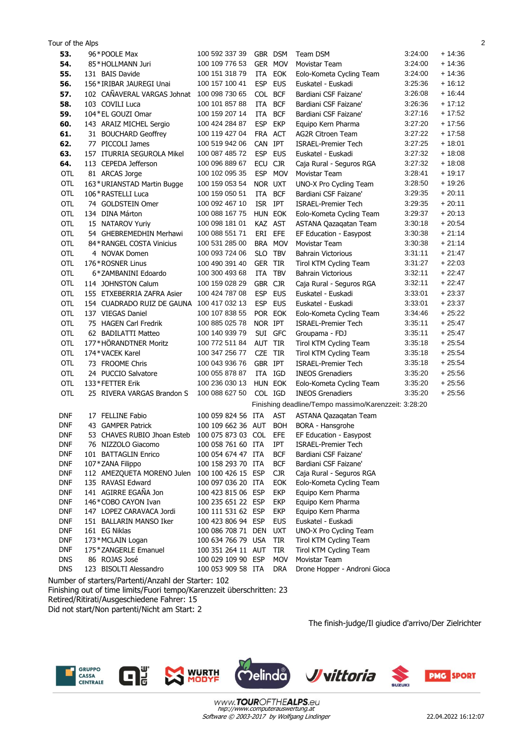| | | | | | | | | |
|---|---|---|---|---|---|---|---|---|
| **53.** | 96 | *POOLE Max | 100 592 337 39 | GBR | DSM | Team DSM | 3:24:00 | + 14:36 |
| **54.** | 85 | *HOLLMANN Juri | 100 109 776 53 | GER | MOV | Movistar Team | 3:24:00 | + 14:36 |
| **55.** | 131 | BAIS Davide | 100 151 318 79 | ITA | EOK | Eolo-Kometa Cycling Team | 3:24:00 | + 14:36 |
| **56.** | 156 | *IRIBAR JAUREGI Unai | 100 157 100 41 | ESP | EUS | Euskatel - Euskadi | 3:25:36 | + 16:12 |
| **57.** | 102 | CAÑAVERAL VARGAS Johnat | 100 098 730 65 | COL | BCF | Bardiani CSF Faizane' | 3:26:08 | + 16:44 |
| **58.** | 103 | COVILI Luca | 100 101 857 88 | ITA | BCF | Bardiani CSF Faizane' | 3:26:36 | + 17:12 |
| **59.** | 104 | *EL GOUZI Omar | 100 159 207 14 | ITA | BCF | Bardiani CSF Faizane' | 3:27:16 | + 17:52 |
| **60.** | 143 | ARAIZ MICHEL Sergio | 100 424 284 87 | ESP | EKP | Equipo Kern Pharma | 3:27:20 | + 17:56 |
| **61.** | 31 | BOUCHARD Geoffrey | 100 119 427 04 | FRA | ACT | AG2R Citroen Team | 3:27:22 | + 17:58 |
| **62.** | 77 | PICCOLI James | 100 519 942 06 | CAN | IPT | ISRAEL-Premier Tech | 3:27:25 | + 18:01 |
| **63.** | 157 | ITURRIA SEGUROLA Mikel | 100 087 485 72 | ESP | EUS | Euskatel - Euskadi | 3:27:32 | + 18:08 |
| **64.** | 113 | CEPEDA Jefferson | 100 096 889 67 | ECU | CJR | Caja Rural - Seguros RGA | 3:27:32 | + 18:08 |
| OTL | 81 | ARCAS Jorge | 100 102 095 35 | ESP | MOV | Movistar Team | 3:28:41 | + 19:17 |
| OTL | 163 | *URIANSTAD Martin Bugge | 100 159 053 54 | NOR | UXT | UNO-X Pro Cycling Team | 3:28:50 | + 19:26 |
| OTL | 106 | *RASTELLI Luca | 100 159 050 51 | ITA | BCF | Bardiani CSF Faizane' | 3:29:35 | + 20:11 |
| OTL | 74 | GOLDSTEIN Omer | 100 092 467 10 | ISR | IPT | ISRAEL-Premier Tech | 3:29:35 | + 20:11 |
| OTL | 134 | DINA Márton | 100 088 167 75 | HUN | EOK | Eolo-Kometa Cycling Team | 3:29:37 | + 20:13 |
| OTL | 15 | NATAROV Yuriy | 100 098 181 01 | KAZ | AST | ASTANA Qazaqatan Team | 3:30:18 | + 20:54 |
| OTL | 54 | GHEBREMEDHIN Merhawi | 100 088 551 71 | ERI | EFE | EF Education - Easypost | 3:30:38 | + 21:14 |
| OTL | 84 | *RANGEL COSTA Vinicius | 100 531 285 00 | BRA | MOV | Movistar Team | 3:30:38 | + 21:14 |
| OTL | 4 | NOVAK Domen | 100 093 724 06 | SLO | TBV | Bahrain Victorious | 3:31:11 | + 21:47 |
| OTL | 176 | *ROSNER Linus | 100 490 391 40 | GER | TIR | Tirol KTM Cycling Team | 3:31:27 | + 22:03 |
| OTL | 6 | *ZAMBANINI Edoardo | 100 300 493 68 | ITA | TBV | Bahrain Victorious | 3:32:11 | + 22:47 |
| OTL | 114 | JOHNSTON Calum | 100 159 028 29 | GBR | CJR | Caja Rural - Seguros RGA | 3:32:11 | + 22:47 |
| OTL | 155 | ETXEBERRIA ZAFRA Asier | 100 424 787 08 | ESP | EUS | Euskatel - Euskadi | 3:33:01 | + 23:37 |
| OTL | 154 | CUADRADO RUIZ DE GAUNA | 100 417 032 13 | ESP | EUS | Euskatel - Euskadi | 3:33:01 | + 23:37 |
| OTL | 137 | VIEGAS Daniel | 100 107 838 55 | POR | EOK | Eolo-Kometa Cycling Team | 3:34:46 | + 25:22 |
| OTL | 75 | HAGEN Carl Fredrik | 100 885 025 78 | NOR | IPT | ISRAEL-Premier Tech | 3:35:11 | + 25:47 |
| OTL | 62 | BADILATTI Matteo | 100 140 939 79 | SUI | GFC | Groupama - FDJ | 3:35:11 | + 25:47 |
| OTL | 177 | *HÖRANDTNER Moritz | 100 772 511 84 | AUT | TIR | Tirol KTM Cycling Team | 3:35:18 | + 25:54 |
| OTL | 174 | *VACEK Karel | 100 347 256 77 | CZE | TIR | Tirol KTM Cycling Team | 3:35:18 | + 25:54 |
| OTL | 73 | FROOME Chris | 100 043 936 76 | GBR | IPT | ISRAEL-Premier Tech | 3:35:18 | + 25:54 |
| OTL | 24 | PUCCIO Salvatore | 100 055 878 87 | ITA | IGD | INEOS Grenadiers | 3:35:20 | + 25:56 |
| OTL | 133 | *FETTER Erik | 100 236 030 13 | HUN | EOK | Eolo-Kometa Cycling Team | 3:35:20 | + 25:56 |
| OTL | 25 | RIVERA VARGAS Brandon S | 100 088 627 50 | COL | IGD | INEOS Grenadiers | 3:35:20 | + 25:56 |

Finishing deadline/Tempo massimo/Karenzzeit: 3:28:20

| | | | | | | |
|---|---|---|---|---|---|---|
| DNF | 17 | FELLINE Fabio | 100 059 824 56 | ITA | AST | ASTANA Qazaqatan Team |
| DNF | 43 | GAMPER Patrick | 100 109 662 36 | AUT | BOH | BORA - Hansgrohe |
| DNF | 53 | CHAVES RUBIO Jhoan Esteb | 100 075 873 03 | COL | EFE | EF Education - Easypost |
| DNF | 76 | NIZZOLO Giacomo | 100 058 761 60 | ITA | IPT | ISRAEL-Premier Tech |
| DNF | 101 | BATTAGLIN Enrico | 100 054 674 47 | ITA | BCF | Bardiani CSF Faizane' |
| DNF | 107 | *ZANA Filippo | 100 158 293 70 | ITA | BCF | Bardiani CSF Faizane' |
| DNF | 112 | AMEZQUETA MORENO Julen | 100 100 426 15 | ESP | CJR | Caja Rural - Seguros RGA |
| DNF | 135 | RAVASI Edward | 100 097 036 20 | ITA | EOK | Eolo-Kometa Cycling Team |
| DNF | 141 | AGIRRE EGAÑA Jon | 100 423 815 06 | ESP | EKP | Equipo Kern Pharma |
| DNF | 146 | *COBO CAYON Ivan | 100 235 651 22 | ESP | EKP | Equipo Kern Pharma |
| DNF | 147 | LOPEZ CARAVACA Jordi | 100 111 531 62 | ESP | EKP | Equipo Kern Pharma |
| DNF | 151 | BALLARIN MANSO Iker | 100 423 806 94 | ESP | EUS | Euskatel - Euskadi |
| DNF | 161 | EG Niklas | 100 086 708 71 | DEN | UXT | UNO-X Pro Cycling Team |
| DNF | 173 | *MCLAIN Logan | 100 634 766 79 | USA | TIR | Tirol KTM Cycling Team |
| DNF | 175 | *ZANGERLE Emanuel | 100 351 264 11 | AUT | TIR | Tirol KTM Cycling Team |
| DNS | 86 | ROJAS José | 100 029 109 90 | ESP | MOV | Movistar Team |
| DNS | 123 | BISOLTI Alessandro | 100 053 909 58 | ITA | DRA | Drone Hopper - Androni Gioca |

Number of starters/Partenti/Anzahl der Starter: 102
Finishing out of time limits/Fuori tempo/Karenzzeit überschritten: 23
Retired/Ritirati/Ausgeschiedene Fahrer: 15
Did not start/Non partenti/Nicht am Start: 2

The finish-judge/Il giudice d'arrivo/Der Zielrichter

www.TOUROFTHEALPS.eu
http://www.computerauswertung.at
Software © 2003-2017 by Wolfgang Lindinger

22.04.2022 16:12:07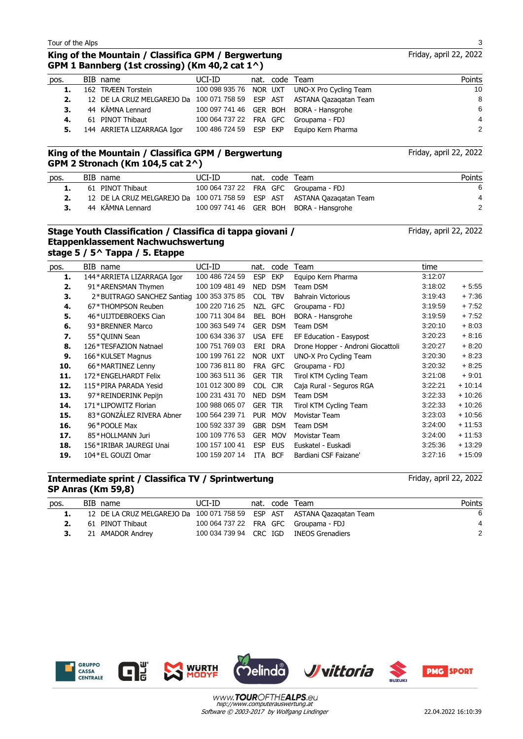## King of the Mountain / Classifica GPM / Bergwertung
### GPM 1 Bannberg (1st crossing) (Km 40,2 cat 1^)

Friday, april 22, 2022

| pos. | BIB | name | UCI-ID | nat. | code | Team | Points |
|---|---|---|---|---|---|---|---|
| 1. | 162 | TRÆEN Torstein | 100 098 935 76 | NOR | UXT | UNO-X Pro Cycling Team | 10 |
| 2. | 12 | DE LA CRUZ MELGAREJO Da | 100 071 758 59 | ESP | AST | ASTANA Qazaqatan Team | 8 |
| 3. | 44 | KÄMNA Lennard | 100 097 741 46 | GER | BOH | BORA - Hansgrohe | 6 |
| 4. | 61 | PINOT Thibaut | 100 064 737 22 | FRA | GFC | Groupama - FDJ | 4 |
| 5. | 144 | ARRIETA LIZARRAGA Igor | 100 486 724 59 | ESP | EKP | Equipo Kern Pharma | 2 |

## King of the Mountain / Classifica GPM / Bergwertung
### GPM 2 Stronach (Km 104,5 cat 2^)

Friday, april 22, 2022

| pos. | BIB | name | UCI-ID | nat. | code | Team | Points |
|---|---|---|---|---|---|---|---|
| 1. | 61 | PINOT Thibaut | 100 064 737 22 | FRA | GFC | Groupama - FDJ | 6 |
| 2. | 12 | DE LA CRUZ MELGAREJO Da | 100 071 758 59 | ESP | AST | ASTANA Qazaqatan Team | 4 |
| 3. | 44 | KÄMNA Lennard | 100 097 741 46 | GER | BOH | BORA - Hansgrohe | 2 |

## Stage Youth Classification / Classifica di tappa giovani / Etappenklassement Nachwuchswertung
### stage 5 / 5^ Tappa / 5. Etappe

Friday, april 22, 2022

| pos. | BIB | name | UCI-ID | nat. | code | Team | time | |
|---|---|---|---|---|---|---|---|---|
| 1. | 144* | ARRIETA LIZARRAGA Igor | 100 486 724 59 | ESP | EKP | Equipo Kern Pharma | 3:12:07 | |
| 2. | 91* | ARENSMAN Thymen | 100 109 481 49 | NED | DSM | Team DSM | 3:18:02 | + 5:55 |
| 3. | 2* | BUITRAGO SANCHEZ Santiag | 100 353 375 85 | COL | TBV | Bahrain Victorious | 3:19:43 | + 7:36 |
| 4. | 67* | THOMPSON Reuben | 100 220 716 25 | NZL | GFC | Groupama - FDJ | 3:19:59 | + 7:52 |
| 5. | 46* | UIJTDEBROEKS Cian | 100 711 304 84 | BEL | BOH | BORA - Hansgrohe | 3:19:59 | + 7:52 |
| 6. | 93* | BRENNER Marco | 100 363 549 74 | GER | DSM | Team DSM | 3:20:10 | + 8:03 |
| 7. | 55* | QUINN Sean | 100 634 336 37 | USA | EFE | EF Education - Easypost | 3:20:23 | + 8:16 |
| 8. | 126* | TESFAZION Natnael | 100 751 769 03 | ERI | DRA | Drone Hopper - Androni Giocattoli | 3:20:27 | + 8:20 |
| 9. | 166* | KULSET Magnus | 100 199 761 22 | NOR | UXT | UNO-X Pro Cycling Team | 3:20:30 | + 8:23 |
| 10. | 66* | MARTINEZ Lenny | 100 736 811 80 | FRA | GFC | Groupama - FDJ | 3:20:32 | + 8:25 |
| 11. | 172* | ENGELHARDT Felix | 100 363 511 36 | GER | TIR | Tirol KTM Cycling Team | 3:21:08 | + 9:01 |
| 12. | 115* | PIRA PARADA Yesid | 101 012 300 89 | COL | CJR | Caja Rural - Seguros RGA | 3:22:21 | + 10:14 |
| 13. | 97* | REINDERINK Pepijn | 100 231 431 70 | NED | DSM | Team DSM | 3:22:33 | + 10:26 |
| 14. | 171* | LIPOWITZ Florian | 100 988 065 07 | GER | TIR | Tirol KTM Cycling Team | 3:22:33 | + 10:26 |
| 15. | 83* | GONZÁLEZ RIVERA Abner | 100 564 239 71 | PUR | MOV | Movistar Team | 3:23:03 | + 10:56 |
| 16. | 96* | POOLE Max | 100 592 337 39 | GBR | DSM | Team DSM | 3:24:00 | + 11:53 |
| 17. | 85* | HOLLMANN Juri | 100 109 776 53 | GER | MOV | Movistar Team | 3:24:00 | + 11:53 |
| 18. | 156* | IRIBAR JAUREGI Unai | 100 157 100 41 | ESP | EUS | Euskatel - Euskadi | 3:25:36 | + 13:29 |
| 19. | 104* | EL GOUZI Omar | 100 159 207 14 | ITA | BCF | Bardiani CSF Faizane' | 3:27:16 | + 15:09 |

## Intermediate sprint / Classifica TV / Sprintwertung
### SP Anras (Km 59,8)

Friday, april 22, 2022

| pos. | BIB | name | UCI-ID | nat. | code | Team | Points |
|---|---|---|---|---|---|---|---|
| 1. | 12 | DE LA CRUZ MELGAREJO Da | 100 071 758 59 | ESP | AST | ASTANA Qazaqatan Team | 6 |
| 2. | 61 | PINOT Thibaut | 100 064 737 22 | FRA | GFC | Groupama - FDJ | 4 |
| 3. | 21 | AMADOR Andrey | 100 034 739 94 | CRC | IGD | INEOS Grenadiers | 2 |

www.TOUROFTHEALPS.eu
http://www.computerauswertung.at
Software © 2003-2017 by Wolfgang Lindinger

22.04.2022 16:10:39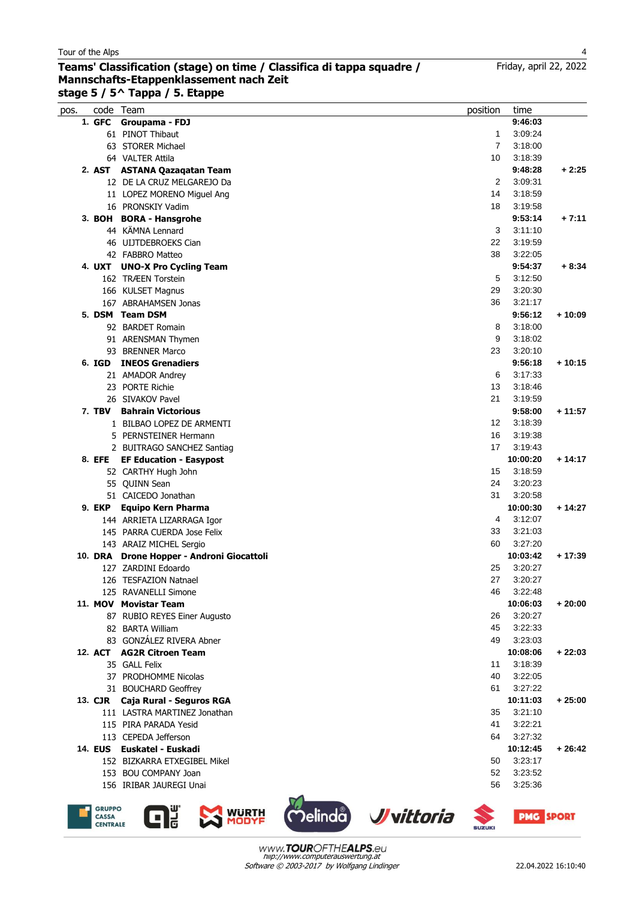## Teams' Classification (stage) on time / Classifica di tappa squadre / Mannschafts-Etappenklassement nach Zeit

**stage 5 / 5^ Tappa / 5. Etappe**

Friday, april 22, 2022

| pos. | code | Team | position | time | |
|---|---|---|---|---|---|
| **1.** | **GFC** | **Groupama - FDJ** | | **9:46:03** | |
| | 61 | PINOT Thibaut | 1 | 3:09:24 | |
| | 63 | STORER Michael | 7 | 3:18:00 | |
| | 64 | VALTER Attila | 10 | 3:18:39 | |
| **2.** | **AST** | **ASTANA Qazaqatan Team** | | **9:48:28** | **+ 2:25** |
| | 12 | DE LA CRUZ MELGAREJO Da | 2 | 3:09:31 | |
| | 11 | LOPEZ MORENO Miguel Ang | 14 | 3:18:59 | |
| | 16 | PRONSKIY Vadim | 18 | 3:19:58 | |
| **3.** | **BOH** | **BORA - Hansgrohe** | | **9:53:14** | **+ 7:11** |
| | 44 | KÄMNA Lennard | 3 | 3:11:10 | |
| | 46 | UIJTDEBROEKS Cian | 22 | 3:19:59 | |
| | 42 | FABBRO Matteo | 38 | 3:22:05 | |
| **4.** | **UXT** | **UNO-X Pro Cycling Team** | | **9:54:37** | **+ 8:34** |
| | 162 | TRÆEN Torstein | 5 | 3:12:50 | |
| | 166 | KULSET Magnus | 29 | 3:20:30 | |
| | 167 | ABRAHAMSEN Jonas | 36 | 3:21:17 | |
| **5.** | **DSM** | **Team DSM** | | **9:56:12** | **+ 10:09** |
| | 92 | BARDET Romain | 8 | 3:18:00 | |
| | 91 | ARENSMAN Thymen | 9 | 3:18:02 | |
| | 93 | BRENNER Marco | 23 | 3:20:10 | |
| **6.** | **IGD** | **INEOS Grenadiers** | | **9:56:18** | **+ 10:15** |
| | 21 | AMADOR Andrey | 6 | 3:17:33 | |
| | 23 | PORTE Richie | 13 | 3:18:46 | |
| | 26 | SIVAKOV Pavel | 21 | 3:19:59 | |
| **7.** | **TBV** | **Bahrain Victorious** | | **9:58:00** | **+ 11:57** |
| | 1 | BILBAO LOPEZ DE ARMENTI | 12 | 3:18:39 | |
| | 5 | PERNSTEINER Hermann | 16 | 3:19:38 | |
| | 2 | BUITRAGO SANCHEZ Santiag | 17 | 3:19:43 | |
| **8.** | **EFE** | **EF Education - Easypost** | | **10:00:20** | **+ 14:17** |
| | 52 | CARTHY Hugh John | 15 | 3:18:59 | |
| | 55 | QUINN Sean | 24 | 3:20:23 | |
| | 51 | CAICEDO Jonathan | 31 | 3:20:58 | |
| **9.** | **EKP** | **Equipo Kern Pharma** | | **10:00:30** | **+ 14:27** |
| | 144 | ARRIETA LIZARRAGA Igor | 4 | 3:12:07 | |
| | 145 | PARRA CUERDA Jose Felix | 33 | 3:21:03 | |
| | 143 | ARAIZ MICHEL Sergio | 60 | 3:27:20 | |
| **10.** | **DRA** | **Drone Hopper - Androni Giocattoli** | | **10:03:42** | **+ 17:39** |
| | 127 | ZARDINI Edoardo | 25 | 3:20:27 | |
| | 126 | TESFAZION Natnael | 27 | 3:20:27 | |
| | 125 | RAVANELLI Simone | 46 | 3:22:48 | |
| **11.** | **MOV** | **Movistar Team** | | **10:06:03** | **+ 20:00** |
| | 87 | RUBIO REYES Einer Augusto | 26 | 3:20:27 | |
| | 82 | BARTA William | 45 | 3:22:33 | |
| | 83 | GONZÁLEZ RIVERA Abner | 49 | 3:23:03 | |
| **12.** | **ACT** | **AG2R Citroen Team** | | **10:08:06** | **+ 22:03** |
| | 35 | GALL Felix | 11 | 3:18:39 | |
| | 37 | PRODHOMME Nicolas | 40 | 3:22:05 | |
| | 31 | BOUCHARD Geoffrey | 61 | 3:27:22 | |
| **13.** | **CJR** | **Caja Rural - Seguros RGA** | | **10:11:03** | **+ 25:00** |
| | 111 | LASTRA MARTINEZ Jonathan | 35 | 3:21:10 | |
| | 115 | PIRA PARADA Yesid | 41 | 3:22:21 | |
| | 113 | CEPEDA Jefferson | 64 | 3:27:32 | |
| **14.** | **EUS** | **Euskatel - Euskadi** | | **10:12:45** | **+ 26:42** |
| | 152 | BIZKARRA ETXEGIBEL Mikel | 50 | 3:23:17 | |
| | 153 | BOU COMPANY Joan | 52 | 3:23:52 | |
| | 156 | IRIBAR JAUREGI Unai | 56 | 3:25:36 | |

www.TOUROFTHEALPS.eu
http://www.computerauswertung.at
Software © 2003-2017 by Wolfgang Lindinger

22.04.2022 16:10:40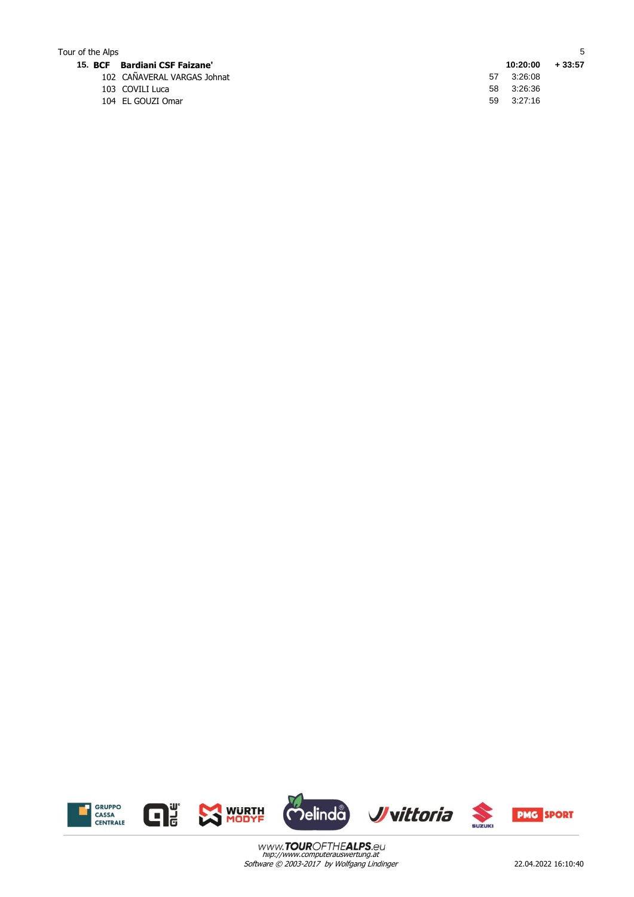| | | | | |
|---|---|---|---|---|
| **15. BCF** | **Bardiani CSF Faizane'** | | **10:20:00** | **+ 33:57** |
| 102 | CAÑAVERAL VARGAS Johnat | 57 | 3:26:08 | |
| 103 | COVILI Luca | 58 | 3:26:36 | |
| 104 | EL GOUZI Omar | 59 | 3:27:16 | |

www.TOUROFTHEALPS.eu
http://www.computerauswertung.at
Software © 2003-2017 by Wolfgang Lindinger

22.04.2022 16:10:40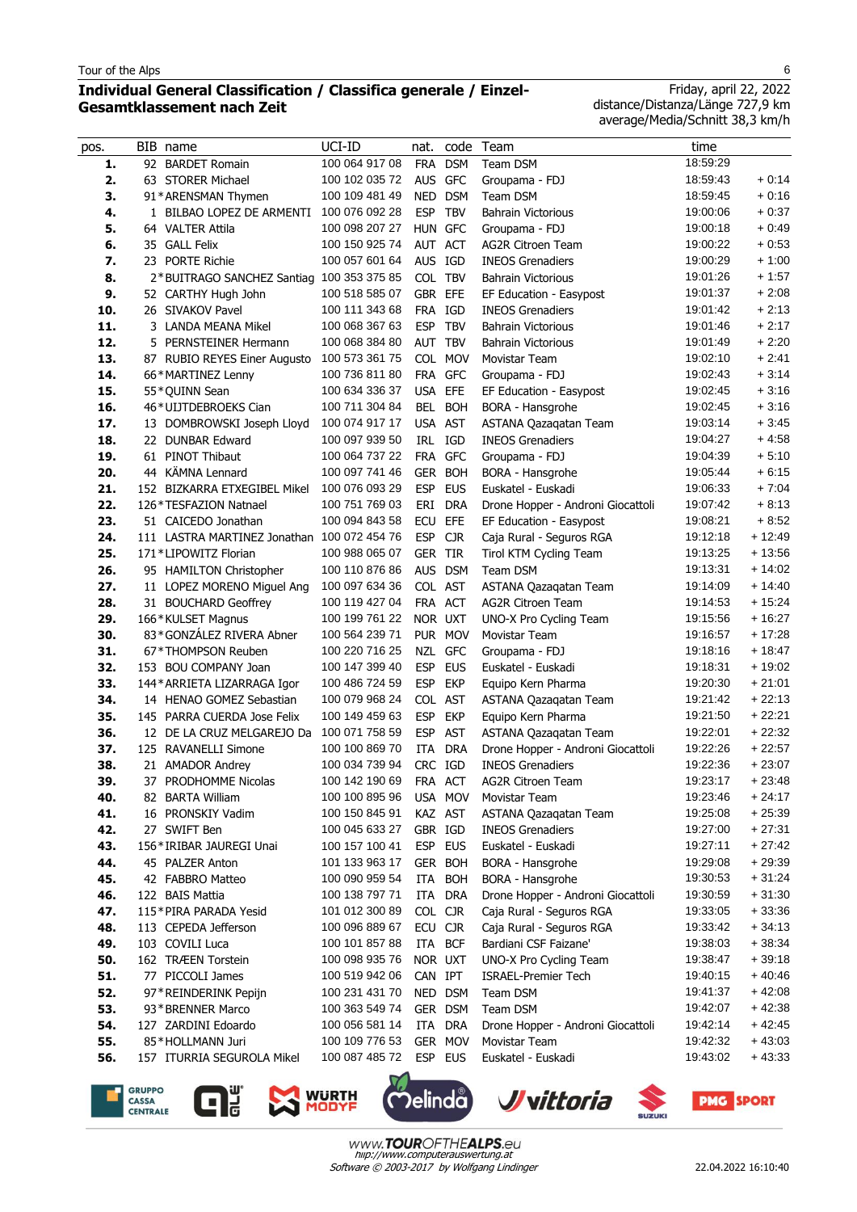Tour of the Alps

## Individual General Classification / Classifica generale / Einzel-Gesamtklassement nach Zeit

Friday, april 22, 2022
distance/Distanza/Länge 727,9 km
average/Media/Schnitt 38,3 km/h

| pos. | BIB | name | UCI-ID | nat. | code | Team | time | |
|---|---|---|---|---|---|---|---|---|
| 1. | 92 | BARDET Romain | 100 064 917 08 | FRA | DSM | Team DSM | 18:59:29 | |
| 2. | 63 | STORER Michael | 100 102 035 72 | AUS | GFC | Groupama - FDJ | 18:59:43 | + 0:14 |
| 3. | 91* | ARENSMAN Thymen | 100 109 481 49 | NED | DSM | Team DSM | 18:59:45 | + 0:16 |
| 4. | 1 | BILBAO LOPEZ DE ARMENTI | 100 076 092 28 | ESP | TBV | Bahrain Victorious | 19:00:06 | + 0:37 |
| 5. | 64 | VALTER Attila | 100 098 207 27 | HUN | GFC | Groupama - FDJ | 19:00:18 | + 0:49 |
| 6. | 35 | GALL Felix | 100 150 925 74 | AUT | ACT | AG2R Citroen Team | 19:00:22 | + 0:53 |
| 7. | 23 | PORTE Richie | 100 057 601 64 | AUS | IGD | INEOS Grenadiers | 19:00:29 | + 1:00 |
| 8. | 2* | BUITRAGO SANCHEZ Santiag | 100 353 375 85 | COL | TBV | Bahrain Victorious | 19:01:26 | + 1:57 |
| 9. | 52 | CARTHY Hugh John | 100 518 585 07 | GBR | EFE | EF Education - Easypost | 19:01:37 | + 2:08 |
| 10. | 26 | SIVAKOV Pavel | 100 111 343 68 | FRA | IGD | INEOS Grenadiers | 19:01:42 | + 2:13 |
| 11. | 3 | LANDA MEANA Mikel | 100 068 367 63 | ESP | TBV | Bahrain Victorious | 19:01:46 | + 2:17 |
| 12. | 5 | PERNSTEINER Hermann | 100 068 384 80 | AUT | TBV | Bahrain Victorious | 19:01:49 | + 2:20 |
| 13. | 87 | RUBIO REYES Einer Augusto | 100 573 361 75 | COL | MOV | Movistar Team | 19:02:10 | + 2:41 |
| 14. | 66* | MARTINEZ Lenny | 100 736 811 80 | FRA | GFC | Groupama - FDJ | 19:02:43 | + 3:14 |
| 15. | 55* | QUINN Sean | 100 634 336 37 | USA | EFE | EF Education - Easypost | 19:02:45 | + 3:16 |
| 16. | 46* | UIJTDEBROEKS Cian | 100 711 304 84 | BEL | BOH | BORA - Hansgrohe | 19:02:45 | + 3:16 |
| 17. | 13 | DOMBROWSKI Joseph Lloyd | 100 074 917 17 | USA | AST | ASTANA Qazaqatan Team | 19:03:14 | + 3:45 |
| 18. | 22 | DUNBAR Edward | 100 097 939 50 | IRL | IGD | INEOS Grenadiers | 19:04:27 | + 4:58 |
| 19. | 61 | PINOT Thibaut | 100 064 737 22 | FRA | GFC | Groupama - FDJ | 19:04:39 | + 5:10 |
| 20. | 44 | KÄMNA Lennard | 100 097 741 46 | GER | BOH | BORA - Hansgrohe | 19:05:44 | + 6:15 |
| 21. | 152 | BIZKARRA ETXEGIBEL Mikel | 100 076 093 29 | ESP | EUS | Euskatel - Euskadi | 19:06:33 | + 7:04 |
| 22. | 126* | TESFAZION Natnael | 100 751 769 03 | ERI | DRA | Drone Hopper - Androni Giocattoli | 19:07:42 | + 8:13 |
| 23. | 51 | CAICEDO Jonathan | 100 094 834 58 | ECU | EFE | EF Education - Easypost | 19:08:21 | + 8:52 |
| 24. | 111 | LASTRA MARTINEZ Jonathan | 100 072 454 76 | ESP | CJR | Caja Rural - Seguros RGA | 19:12:18 | + 12:49 |
| 25. | 171* | LIPOWITZ Florian | 100 988 065 07 | GER | TIR | Tirol KTM Cycling Team | 19:13:25 | + 13:56 |
| 26. | 95 | HAMILTON Christopher | 100 110 876 86 | AUS | DSM | Team DSM | 19:13:31 | + 14:02 |
| 27. | 11 | LOPEZ MORENO Miguel Ang | 100 097 634 36 | COL | AST | ASTANA Qazaqatan Team | 19:14:09 | + 14:40 |
| 28. | 31 | BOUCHARD Geoffrey | 100 119 427 04 | FRA | ACT | AG2R Citroen Team | 19:14:53 | + 15:24 |
| 29. | 166* | KULSET Magnus | 100 199 761 22 | NOR | UXT | UNO-X Pro Cycling Team | 19:15:56 | + 16:27 |
| 30. | 83* | GONZÁLEZ RIVERA Abner | 100 564 239 71 | PUR | MOV | Movistar Team | 19:16:57 | + 17:28 |
| 31. | 67* | THOMPSON Reuben | 100 220 716 25 | NZL | GFC | Groupama - FDJ | 19:18:16 | + 18:47 |
| 32. | 153 | BOU COMPANY Joan | 100 147 399 40 | ESP | EUS | Euskatel - Euskadi | 19:18:31 | + 19:02 |
| 33. | 144* | ARRIETA LIZARRAGA Igor | 100 486 724 59 | ESP | EKP | Equipo Kern Pharma | 19:20:30 | + 21:01 |
| 34. | 14 | HENAO GOMEZ Sebastian | 100 079 968 24 | COL | AST | ASTANA Qazaqatan Team | 19:21:42 | + 22:13 |
| 35. | 145 | PARRA CUERDA Jose Felix | 100 149 459 63 | ESP | EKP | Equipo Kern Pharma | 19:21:50 | + 22:21 |
| 36. | 12 | DE LA CRUZ MELGAREJO Da | 100 071 758 59 | ESP | AST | ASTANA Qazaqatan Team | 19:22:01 | + 22:32 |
| 37. | 125 | RAVANELLI Simone | 100 100 869 70 | ITA | DRA | Drone Hopper - Androni Giocattoli | 19:22:26 | + 22:57 |
| 38. | 21 | AMADOR Andrey | 100 034 739 94 | CRC | IGD | INEOS Grenadiers | 19:22:36 | + 23:07 |
| 39. | 37 | PRODHOMME Nicolas | 100 142 190 69 | FRA | ACT | AG2R Citroen Team | 19:23:17 | + 23:48 |
| 40. | 82 | BARTA William | 100 100 895 96 | USA | MOV | Movistar Team | 19:23:46 | + 24:17 |
| 41. | 16 | PRONSKIY Vadim | 100 150 845 91 | KAZ | AST | ASTANA Qazaqatan Team | 19:25:08 | + 25:39 |
| 42. | 27 | SWIFT Ben | 100 045 633 27 | GBR | IGD | INEOS Grenadiers | 19:27:00 | + 27:31 |
| 43. | 156* | IRIBAR JAUREGI Unai | 100 157 100 41 | ESP | EUS | Euskatel - Euskadi | 19:27:11 | + 27:42 |
| 44. | 45 | PALZER Anton | 101 133 963 17 | GER | BOH | BORA - Hansgrohe | 19:29:08 | + 29:39 |
| 45. | 42 | FABBRO Matteo | 100 090 959 54 | ITA | BOH | BORA - Hansgrohe | 19:30:53 | + 31:24 |
| 46. | 122 | BAIS Mattia | 100 138 797 71 | ITA | DRA | Drone Hopper - Androni Giocattoli | 19:30:59 | + 31:30 |
| 47. | 115* | PIRA PARADA Yesid | 101 012 300 89 | COL | CJR | Caja Rural - Seguros RGA | 19:33:05 | + 33:36 |
| 48. | 113 | CEPEDA Jefferson | 100 096 889 67 | ECU | CJR | Caja Rural - Seguros RGA | 19:33:42 | + 34:13 |
| 49. | 103 | COVILI Luca | 100 101 857 88 | ITA | BCF | Bardiani CSF Faizane' | 19:38:03 | + 38:34 |
| 50. | 162 | TRÆEN Torstein | 100 098 935 76 | NOR | UXT | UNO-X Pro Cycling Team | 19:38:47 | + 39:18 |
| 51. | 77 | PICCOLI James | 100 519 942 06 | CAN | IPT | ISRAEL-Premier Tech | 19:40:15 | + 40:46 |
| 52. | 97* | REINDERINK Pepijn | 100 231 431 70 | NED | DSM | Team DSM | 19:41:37 | + 42:08 |
| 53. | 93* | BRENNER Marco | 100 363 549 74 | GER | DSM | Team DSM | 19:42:07 | + 42:38 |
| 54. | 127 | ZARDINI Edoardo | 100 056 581 14 | ITA | DRA | Drone Hopper - Androni Giocattoli | 19:42:14 | + 42:45 |
| 55. | 85* | HOLLMANN Juri | 100 109 776 53 | GER | MOV | Movistar Team | 19:42:32 | + 43:03 |
| 56. | 157 | ITURRIA SEGUROLA Mikel | 100 087 485 72 | ESP | EUS | Euskatel - Euskadi | 19:43:02 | + 43:33 |

www.TOUROFTHEALPS.eu
http://www.computerauswertung.at
Software © 2003-2017 by Wolfgang Lindinger

22.04.2022 16:10:40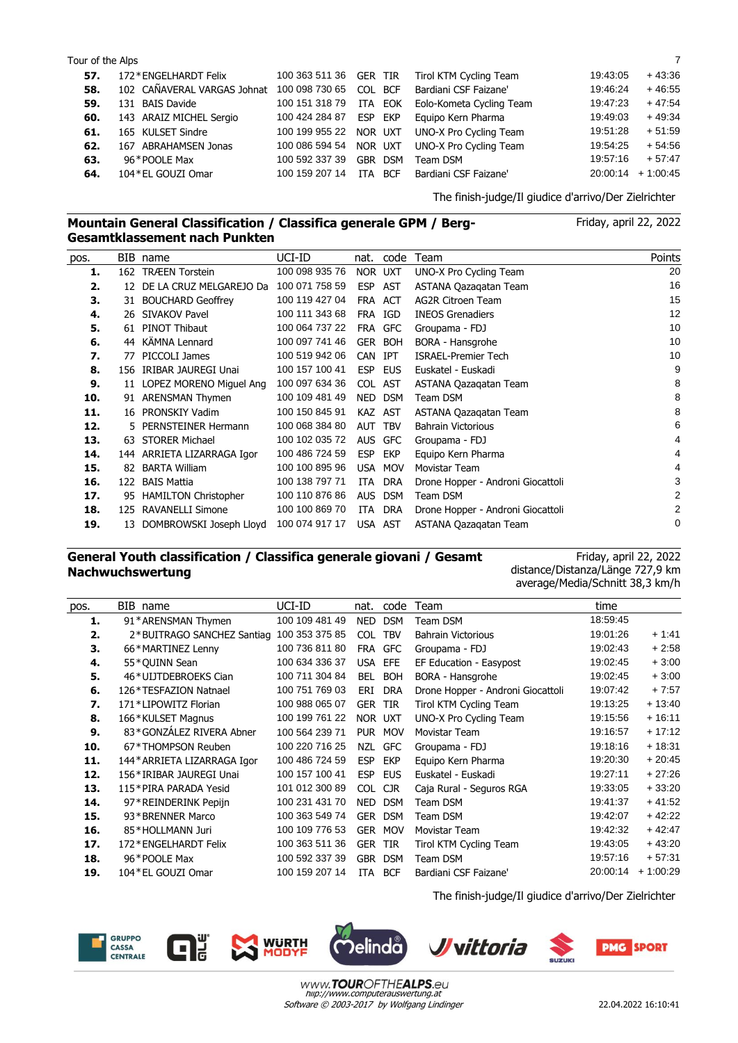Tour of the Alps

| pos. | BIB | name | UCI-ID | nat. | code | Team | time | |
|---|---|---|---|---|---|---|---|---|
| **57.** | 172 | *ENGELHARDT Felix | 100 363 511 36 | GER | TIR | Tirol KTM Cycling Team | 19:43:05 | + 43:36 |
| **58.** | 102 | CAÑAVERAL VARGAS Johnat | 100 098 730 65 | COL | BCF | Bardiani CSF Faizane' | 19:46:24 | + 46:55 |
| **59.** | 131 | BAIS Davide | 100 151 318 79 | ITA | EOK | Eolo-Kometa Cycling Team | 19:47:23 | + 47:54 |
| **60.** | 143 | ARAIZ MICHEL Sergio | 100 424 284 87 | ESP | EKP | Equipo Kern Pharma | 19:49:03 | + 49:34 |
| **61.** | 165 | KULSET Sindre | 100 199 955 22 | NOR | UXT | UNO-X Pro Cycling Team | 19:51:28 | + 51:59 |
| **62.** | 167 | ABRAHAMSEN Jonas | 100 086 594 54 | NOR | UXT | UNO-X Pro Cycling Team | 19:54:25 | + 54:56 |
| **63.** | 96 | *POOLE Max | 100 592 337 39 | GBR | DSM | Team DSM | 19:57:16 | + 57:47 |
| **64.** | 104 | *EL GOUZI Omar | 100 159 207 14 | ITA | BCF | Bardiani CSF Faizane' | 20:00:14 | + 1:00:45 |

The finish-judge/Il giudice d'arrivo/Der Zielrichter

## Mountain General Classification / Classifica generale GPM / Berg-Gesamtklassement nach Punkten

Friday, april 22, 2022

| pos. | BIB | name | UCI-ID | nat. | code | Team | Points |
|---|---|---|---|---|---|---|---|
| **1.** | 162 | TRÆEN Torstein | 100 098 935 76 | NOR | UXT | UNO-X Pro Cycling Team | 20 |
| **2.** | 12 | DE LA CRUZ MELGAREJO Da | 100 071 758 59 | ESP | AST | ASTANA Qazaqatan Team | 16 |
| **3.** | 31 | BOUCHARD Geoffrey | 100 119 427 04 | FRA | ACT | AG2R Citroen Team | 15 |
| **4.** | 26 | SIVAKOV Pavel | 100 111 343 68 | FRA | IGD | INEOS Grenadiers | 12 |
| **5.** | 61 | PINOT Thibaut | 100 064 737 22 | FRA | GFC | Groupama - FDJ | 10 |
| **6.** | 44 | KÄMNA Lennard | 100 097 741 46 | GER | BOH | BORA - Hansgrohe | 10 |
| **7.** | 77 | PICCOLI James | 100 519 942 06 | CAN | IPT | ISRAEL-Premier Tech | 10 |
| **8.** | 156 | IRIBAR JAUREGI Unai | 100 157 100 41 | ESP | EUS | Euskatel - Euskadi | 9 |
| **9.** | 11 | LOPEZ MORENO Miguel Ang | 100 097 634 36 | COL | AST | ASTANA Qazaqatan Team | 8 |
| **10.** | 91 | ARENSMAN Thymen | 100 109 481 49 | NED | DSM | Team DSM | 8 |
| **11.** | 16 | PRONSKIY Vadim | 100 150 845 91 | KAZ | AST | ASTANA Qazaqatan Team | 8 |
| **12.** | 5 | PERNSTEINER Hermann | 100 068 384 80 | AUT | TBV | Bahrain Victorious | 6 |
| **13.** | 63 | STORER Michael | 100 102 035 72 | AUS | GFC | Groupama - FDJ | 4 |
| **14.** | 144 | ARRIETA LIZARRAGA Igor | 100 486 724 59 | ESP | EKP | Equipo Kern Pharma | 4 |
| **15.** | 82 | BARTA William | 100 100 895 96 | USA | MOV | Movistar Team | 4 |
| **16.** | 122 | BAIS Mattia | 100 138 797 71 | ITA | DRA | Drone Hopper - Androni Giocattoli | 3 |
| **17.** | 95 | HAMILTON Christopher | 100 110 876 86 | AUS | DSM | Team DSM | 2 |
| **18.** | 125 | RAVANELLI Simone | 100 100 869 70 | ITA | DRA | Drone Hopper - Androni Giocattoli | 2 |
| **19.** | 13 | DOMBROWSKI Joseph Lloyd | 100 074 917 17 | USA | AST | ASTANA Qazaqatan Team | 0 |

## General Youth classification / Classifica generale giovani / Gesamt Nachwuchswertung

Friday, april 22, 2022
distance/Distanza/Länge 727,9 km
average/Media/Schnitt 38,3 km/h

| pos. | BIB | name | UCI-ID | nat. | code | Team | time | |
|---|---|---|---|---|---|---|---|---|
| **1.** | 91 | *ARENSMAN Thymen | 100 109 481 49 | NED | DSM | Team DSM | 18:59:45 | |
| **2.** | 2 | *BUITRAGO SANCHEZ Santiag | 100 353 375 85 | COL | TBV | Bahrain Victorious | 19:01:26 | + 1:41 |
| **3.** | 66 | *MARTINEZ Lenny | 100 736 811 80 | FRA | GFC | Groupama - FDJ | 19:02:43 | + 2:58 |
| **4.** | 55 | *QUINN Sean | 100 634 336 37 | USA | EFE | EF Education - Easypost | 19:02:45 | + 3:00 |
| **5.** | 46 | *UIJTDEBROEKS Cian | 100 711 304 84 | BEL | BOH | BORA - Hansgrohe | 19:02:45 | + 3:00 |
| **6.** | 126 | *TESFAZION Natnael | 100 751 769 03 | ERI | DRA | Drone Hopper - Androni Giocattoli | 19:07:42 | + 7:57 |
| **7.** | 171 | *LIPOWITZ Florian | 100 988 065 07 | GER | TIR | Tirol KTM Cycling Team | 19:13:25 | + 13:40 |
| **8.** | 166 | *KULSET Magnus | 100 199 761 22 | NOR | UXT | UNO-X Pro Cycling Team | 19:15:56 | + 16:11 |
| **9.** | 83 | *GONZÁLEZ RIVERA Abner | 100 564 239 71 | PUR | MOV | Movistar Team | 19:16:57 | + 17:12 |
| **10.** | 67 | *THOMPSON Reuben | 100 220 716 25 | NZL | GFC | Groupama - FDJ | 19:18:16 | + 18:31 |
| **11.** | 144 | *ARRIETA LIZARRAGA Igor | 100 486 724 59 | ESP | EKP | Equipo Kern Pharma | 19:20:30 | + 20:45 |
| **12.** | 156 | *IRIBAR JAUREGI Unai | 100 157 100 41 | ESP | EUS | Euskatel - Euskadi | 19:27:11 | + 27:26 |
| **13.** | 115 | *PIRA PARADA Yesid | 101 012 300 89 | COL | CJR | Caja Rural - Seguros RGA | 19:33:05 | + 33:20 |
| **14.** | 97 | *REINDERINK Pepijn | 100 231 431 70 | NED | DSM | Team DSM | 19:41:37 | + 41:52 |
| **15.** | 93 | *BRENNER Marco | 100 363 549 74 | GER | DSM | Team DSM | 19:42:07 | + 42:22 |
| **16.** | 85 | *HOLLMANN Juri | 100 109 776 53 | GER | MOV | Movistar Team | 19:42:32 | + 42:47 |
| **17.** | 172 | *ENGELHARDT Felix | 100 363 511 36 | GER | TIR | Tirol KTM Cycling Team | 19:43:05 | + 43:20 |
| **18.** | 96 | *POOLE Max | 100 592 337 39 | GBR | DSM | Team DSM | 19:57:16 | + 57:31 |
| **19.** | 104 | *EL GOUZI Omar | 100 159 207 14 | ITA | BCF | Bardiani CSF Faizane' | 20:00:14 | + 1:00:29 |

The finish-judge/Il giudice d'arrivo/Der Zielrichter

www.TOUROFTHEALPS.eu
http://www.computerauswertung.at
Software © 2003-2017 by Wolfgang Lindinger

22.04.2022 16:10:41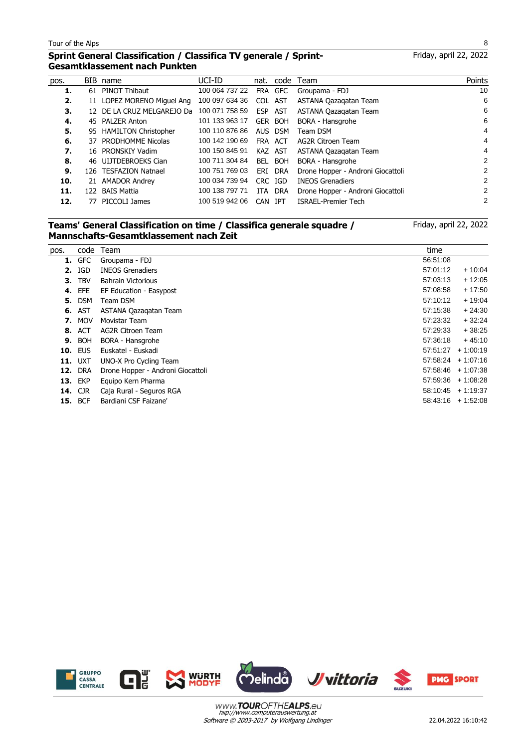## Sprint General Classification / Classifica TV generale / Sprint-Gesamtklassement nach Punkten

Friday, april 22, 2022

| pos. | BIB | name | UCI-ID | nat. | code | Team | Points |
|---|---|---|---|---|---|---|---|
| **1.** | 61 | PINOT Thibaut | 100 064 737 22 | FRA | GFC | Groupama - FDJ | 10 |
| **2.** | 11 | LOPEZ MORENO Miguel Ang | 100 097 634 36 | COL | AST | ASTANA Qazaqatan Team | 6 |
| **3.** | 12 | DE LA CRUZ MELGAREJO Da | 100 071 758 59 | ESP | AST | ASTANA Qazaqatan Team | 6 |
| **4.** | 45 | PALZER Anton | 101 133 963 17 | GER | BOH | BORA - Hansgrohe | 6 |
| **5.** | 95 | HAMILTON Christopher | 100 110 876 86 | AUS | DSM | Team DSM | 4 |
| **6.** | 37 | PRODHOMME Nicolas | 100 142 190 69 | FRA | ACT | AG2R Citroen Team | 4 |
| **7.** | 16 | PRONSKIY Vadim | 100 150 845 91 | KAZ | AST | ASTANA Qazaqatan Team | 4 |
| **8.** | 46 | UIJTDEBROEKS Cian | 100 711 304 84 | BEL | BOH | BORA - Hansgrohe | 2 |
| **9.** | 126 | TESFAZION Natnael | 100 751 769 03 | ERI | DRA | Drone Hopper - Androni Giocattoli | 2 |
| **10.** | 21 | AMADOR Andrey | 100 034 739 94 | CRC | IGD | INEOS Grenadiers | 2 |
| **11.** | 122 | BAIS Mattia | 100 138 797 71 | ITA | DRA | Drone Hopper - Androni Giocattoli | 2 |
| **12.** | 77 | PICCOLI James | 100 519 942 06 | CAN | IPT | ISRAEL-Premier Tech | 2 |

## Teams' General Classification on time / Classifica generale squadre / Mannschafts-Gesamtklassement nach Zeit

Friday, april 22, 2022

| pos. | code | Team | time | |
|---|---|---|---|---|
| **1.** | GFC | Groupama - FDJ | 56:51:08 | |
| **2.** | IGD | INEOS Grenadiers | 57:01:12 | + 10:04 |
| **3.** | TBV | Bahrain Victorious | 57:03:13 | + 12:05 |
| **4.** | EFE | EF Education - Easypost | 57:08:58 | + 17:50 |
| **5.** | DSM | Team DSM | 57:10:12 | + 19:04 |
| **6.** | AST | ASTANA Qazaqatan Team | 57:15:38 | + 24:30 |
| **7.** | MOV | Movistar Team | 57:23:32 | + 32:24 |
| **8.** | ACT | AG2R Citroen Team | 57:29:33 | + 38:25 |
| **9.** | BOH | BORA - Hansgrohe | 57:36:18 | + 45:10 |
| **10.** | EUS | Euskatel - Euskadi | 57:51:27 | + 1:00:19 |
| **11.** | UXT | UNO-X Pro Cycling Team | 57:58:24 | + 1:07:16 |
| **12.** | DRA | Drone Hopper - Androni Giocattoli | 57:58:46 | + 1:07:38 |
| **13.** | EKP | Equipo Kern Pharma | 57:59:36 | + 1:08:28 |
| **14.** | CJR | Caja Rural - Seguros RGA | 58:10:45 | + 1:19:37 |
| **15.** | BCF | Bardiani CSF Faizane' | 58:43:16 | + 1:52:08 |

www.TOUROFTHEALPS.eu
http://www.computerauswertung.at
Software © 2003-2017 by Wolfgang Lindinger

22.04.2022 16:10:42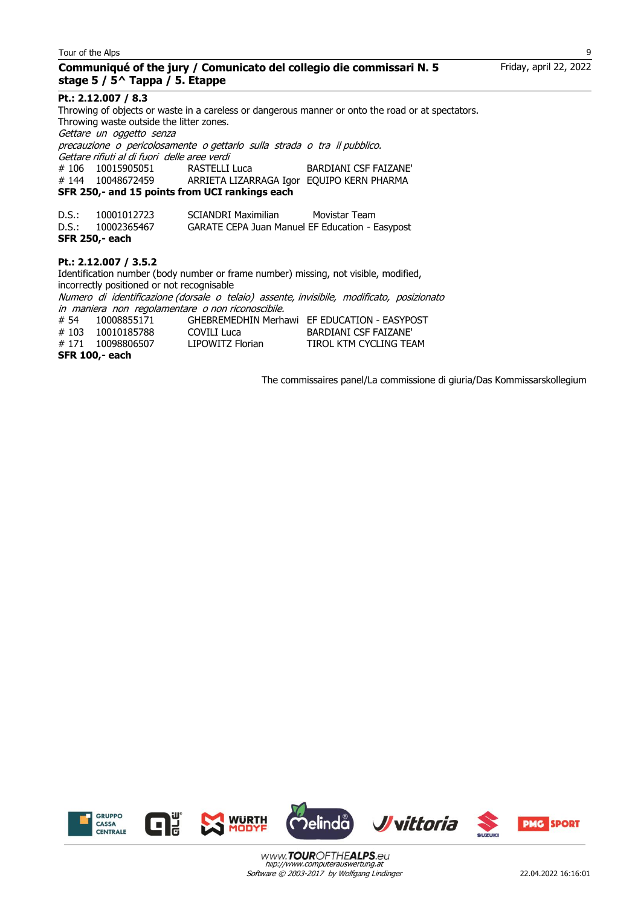**Communiqué of the jury / Comunicato del collegio die commissari N. 5**
**stage 5 / 5^ Tappa / 5. Etappe**

Friday, april 22, 2022

**Pt.: 2.12.007 / 8.3**

Throwing of objects or waste in a careless or dangerous manner or onto the road or at spectators.
Throwing waste outside the litter zones.
*Gettare un oggetto senza*
*precauzione o pericolosamente o gettarlo sulla strada o tra il pubblico.*
*Gettare rifiuti al di fuori delle aree verdi*

| | | | |
|---|---|---|---|
| # 106 | 10015905051 | RASTELLI Luca | BARDIANI CSF FAIZANE' |
| # 144 | 10048672459 | ARRIETA LIZARRAGA Igor | EQUIPO KERN PHARMA |

**SFR 250,- and 15 points from UCI rankings each**

| | | | |
|---|---|---|---|
| D.S.: | 10001012723 | SCIANDRI Maximilian | Movistar Team |
| D.S.: | 10002365467 | GARATE CEPA Juan Manuel | EF Education - Easypost |

**SFR 250,- each**

**Pt.: 2.12.007 / 3.5.2**

Identification number (body number or frame number) missing, not visible, modified, incorrectly positioned or not recognisable
*Numero di identificazione (dorsale o telaio) assente, invisibile, modificato, posizionato in maniera non regolamentare o non riconoscibile.*

| | | | |
|---|---|---|---|
| # 54 | 10008855171 | GHEBREMEDHIN Merhawi | EF EDUCATION - EASYPOST |
| # 103 | 10010185788 | COVILI Luca | BARDIANI CSF FAIZANE' |
| # 171 | 10098806507 | LIPOWITZ Florian | TIROL KTM CYCLING TEAM |

**SFR 100,- each**

The commissaires panel/La commissione di giuria/Das Kommissarskollegium